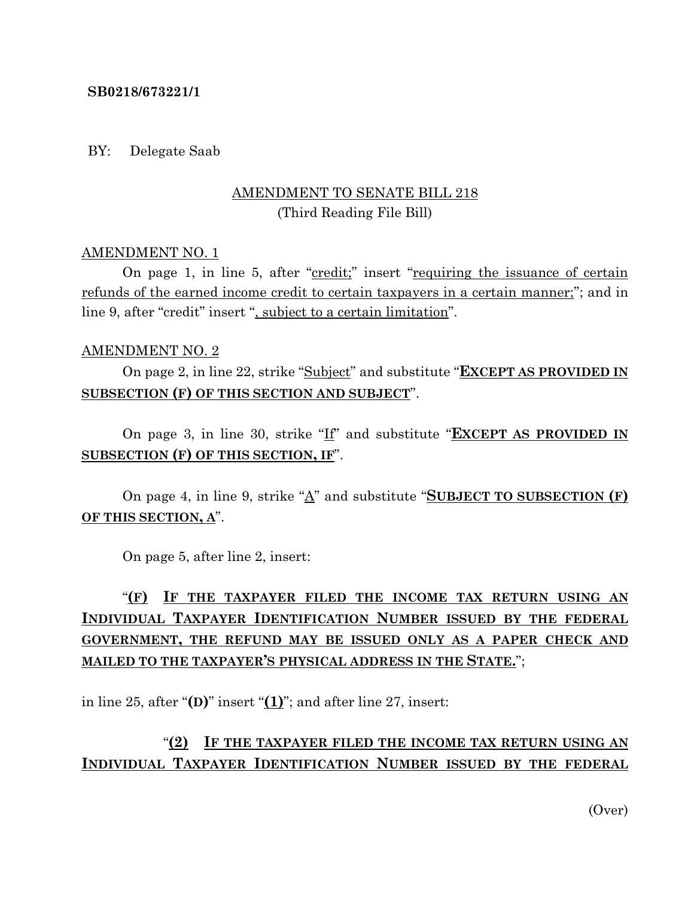**SB0218/673221/1**

BY: Delegate Saab

AMENDMENT TO SENATE BILL 218
(Third Reading File Bill)

AMENDMENT NO. 1

On page 1, in line 5, after "credit;" insert "requiring the issuance of certain refunds of the earned income credit to certain taxpayers in a certain manner;"; and in line 9, after "credit" insert ", subject to a certain limitation".

AMENDMENT NO. 2

On page 2, in line 22, strike "Subject" and substitute "**EXCEPT AS PROVIDED IN SUBSECTION (F) OF THIS SECTION AND SUBJECT**".

On page 3, in line 30, strike "If" and substitute "**EXCEPT AS PROVIDED IN SUBSECTION (F) OF THIS SECTION, IF**".

On page 4, in line 9, strike "A" and substitute "**SUBJECT TO SUBSECTION (F) OF THIS SECTION, A**".

On page 5, after line 2, insert:

"**(F) IF THE TAXPAYER FILED THE INCOME TAX RETURN USING AN INDIVIDUAL TAXPAYER IDENTIFICATION NUMBER ISSUED BY THE FEDERAL GOVERNMENT, THE REFUND MAY BE ISSUED ONLY AS A PAPER CHECK AND MAILED TO THE TAXPAYER'S PHYSICAL ADDRESS IN THE STATE.**";

in line 25, after "**(D)**" insert "**(1)**"; and after line 27, insert:

"**(2) IF THE TAXPAYER FILED THE INCOME TAX RETURN USING AN INDIVIDUAL TAXPAYER IDENTIFICATION NUMBER ISSUED BY THE FEDERAL**

(Over)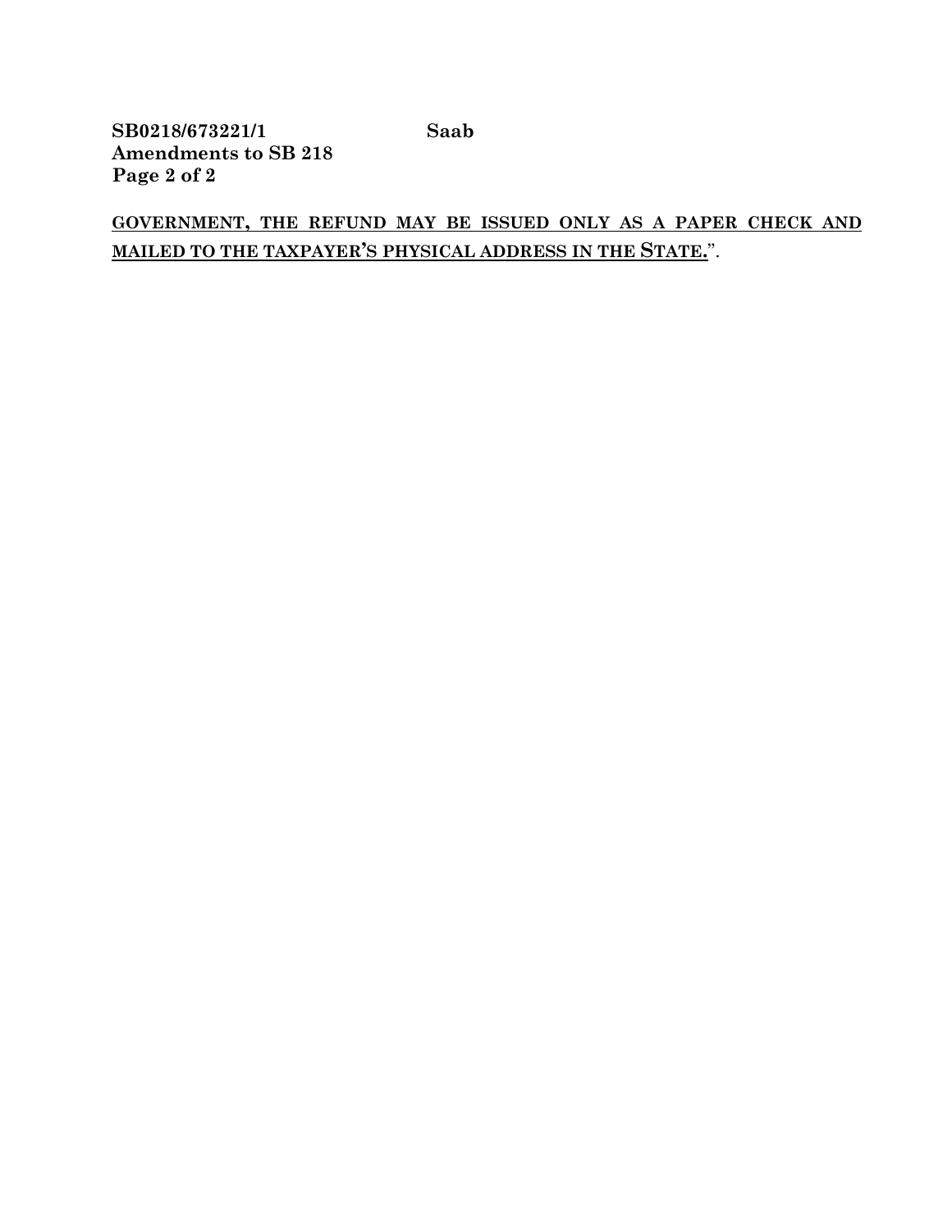GOVERNMENT, THE REFUND MAY BE ISSUED ONLY AS A PAPER CHECK AND MAILED TO THE TAXPAYER'S PHYSICAL ADDRESS IN THE STATE.".